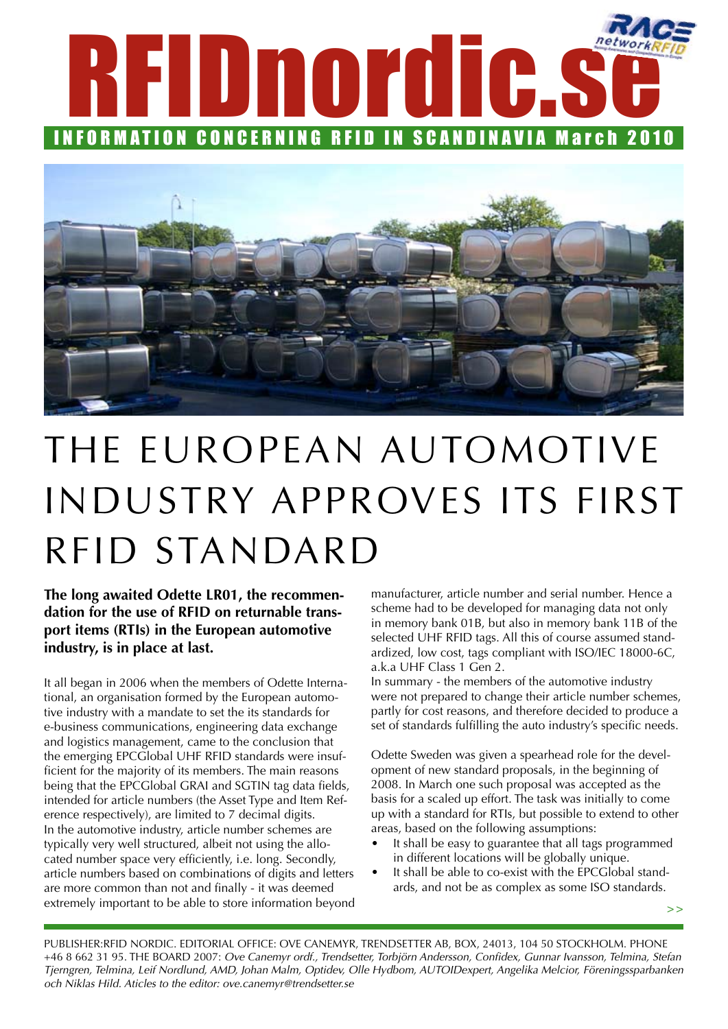# RFIDnordic.se

INFORMATION CONCERNING RFID IN SCANDINAVIA March 2010

# THE EUROPEAN AUTOMOTIVE INDUSTRY APPROVES ITS FIRST RFID STANDARD

**The long awaited Odette LR01, the recommendation for the use of RFID on returnable transport items (RTIs) in the European automotive industry, is in place at last.**

It all began in 2006 when the members of Odette International, an organisation formed by the European automotive industry with a mandate to set the its standards for e-business communications, engineering data exchange and logistics management, came to the conclusion that the emerging EPCGlobal UHF RFID standards were insufficient for the majority of its members. The main reasons being that the EPCGlobal GRAI and SGTIN tag data fields, intended for article numbers (the Asset Type and Item Reference respectively), are limited to 7 decimal digits.
In the automotive industry, article number schemes are typically very well structured, albeit not using the allocated number space very efficiently, i.e. long. Secondly, article numbers based on combinations of digits and letters are more common than not and finally - it was deemed extremely important to be able to store information beyond manufacturer, article number and serial number. Hence a scheme had to be developed for managing data not only in memory bank 01B, but also in memory bank 11B of the selected UHF RFID tags. All this of course assumed standardized, low cost, tags compliant with ISO/IEC 18000-6C, a.k.a UHF Class 1 Gen 2.
In summary - the members of the automotive industry were not prepared to change their article number schemes, partly for cost reasons, and therefore decided to produce a set of standards fulfilling the auto industry's specific needs.

Odette Sweden was given a spearhead role for the development of new standard proposals, in the beginning of 2008. In March one such proposal was accepted as the basis for a scaled up effort. The task was initially to come up with a standard for RTIs, but possible to extend to other areas, based on the following assumptions:

- It shall be easy to guarantee that all tags programmed in different locations will be globally unique.
- It shall be able to co-exist with the EPCGlobal standards, and not be as complex as some ISO standards.

>>

PUBLISHER:RFID NORDIC. EDITORIAL OFFICE: OVE CANEMYR, TRENDSETTER AB, BOX, 24013, 104 50 STOCKHOLM. PHONE +46 8 662 31 95. THE BOARD 2007: *Ove Canemyr ordf., Trendsetter, Torbjörn Andersson, Confidex, Gunnar Ivansson, Telmina, Stefan Tjerngren, Telmina, Leif Nordlund, AMD, Johan Malm, Optidev, Olle Hydbom, AUTOIDexpert, Angelika Melcior, Föreningssparbanken och Niklas Hild. Aticles to the editor: ove.canemyr@trendsetter.se*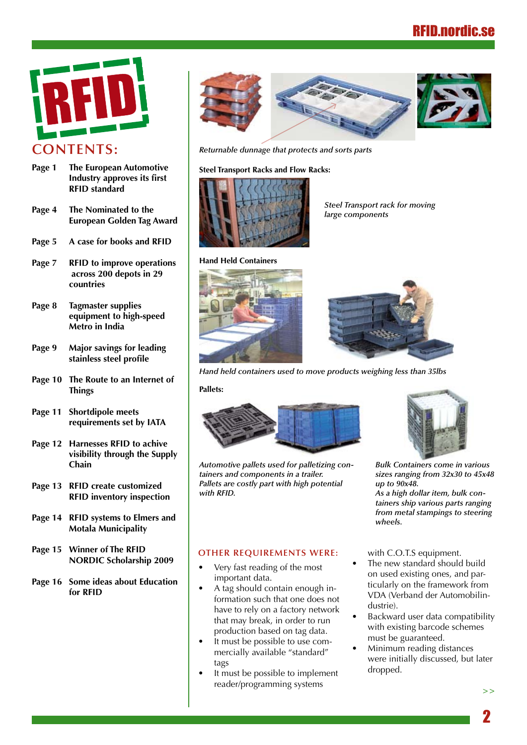# CONTENTS:

| | |
|---|---|
| Page 1 | The European Automotive Industry approves its first RFID standard |
| Page 4 | The Nominated to the European Golden Tag Award |
| Page 5 | A case for books and RFID |
| Page 7 | RFID to improve operations across 200 depots in 29 countries |
| Page 8 | Tagmaster supplies equipment to high-speed Metro in India |
| Page 9 | Major savings for leading stainless steel profile |
| Page 10 | The Route to an Internet of Things |
| Page 11 | Shortdipole meets requirements set by IATA |
| Page 12 | Harnesses RFID to achive visibility through the Supply Chain |
| Page 13 | RFID create customized RFID inventory inspection |
| Page 14 | RFID systems to Elmers and Motala Municipality |
| Page 15 | Winner of The RFID NORDIC Scholarship 2009 |
| Page 16 | Some ideas about Education for RFID |

*Returnable dunnage that protects and sorts parts*

**Steel Transport Racks and Flow Racks:**

*Steel Transport rack for moving large components*

**Hand Held Containers**

*Hand held containers used to move products weighing less than 35lbs*

**Pallets:**

*Automotive pallets used for palletizing containers and components in a trailer. Pallets are costly part with high potential with RFID.*

*Bulk Containers come in various sizes ranging from 32x30 to 45x48 up to 90x48. As a high dollar item, bulk containers ship various parts ranging from metal stampings to steering wheels.*

## OTHER REQUIREMENTS WERE:

- Very fast reading of the most important data.
- A tag should contain enough information such that one does not have to rely on a factory network that may break, in order to run production based on tag data.
- It must be possible to use commercially available "standard" tags
- It must be possible to implement reader/programming systems with C.O.T.S equipment.
- The new standard should build on used existing ones, and particularly on the framework from VDA (Verband der Automobilindustrie).
- Backward user data compatibility with existing barcode schemes must be guaranteed.
- Minimum reading distances were initially discussed, but later dropped.

>>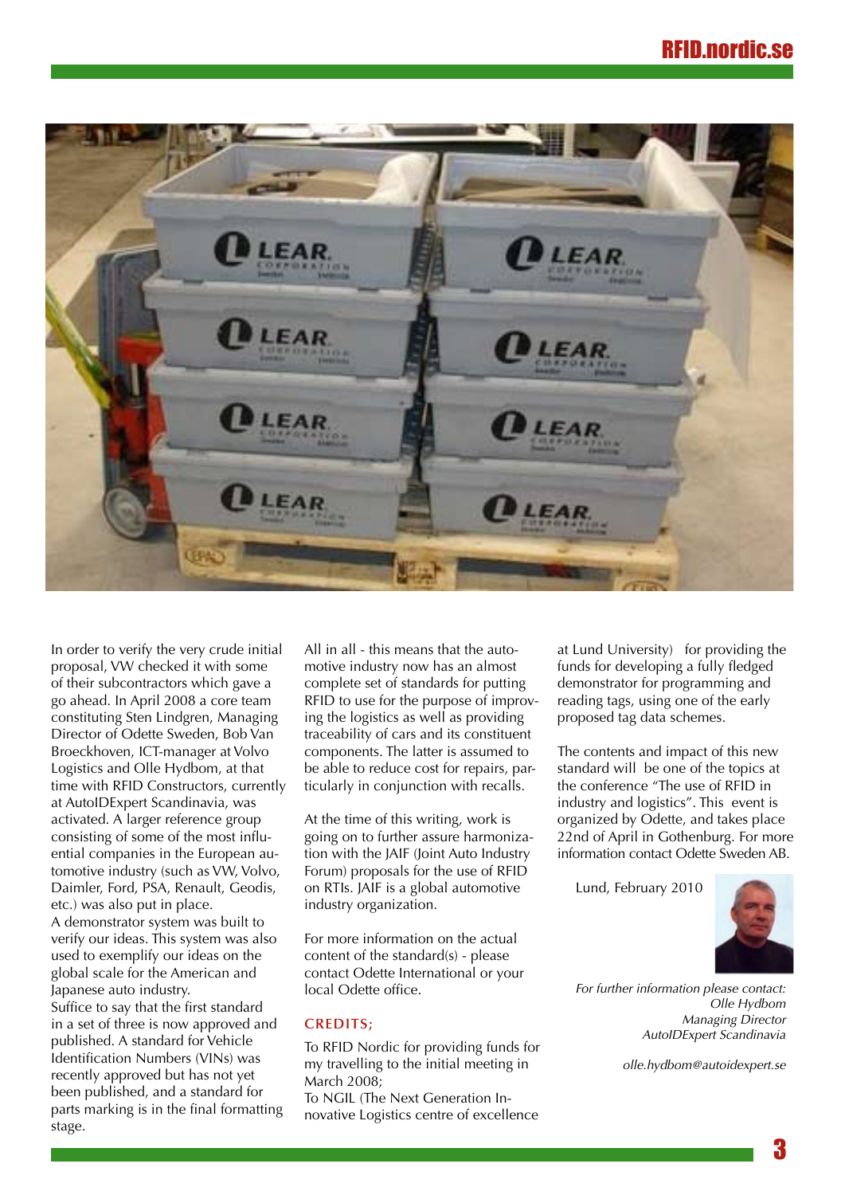In order to verify the very crude initial proposal, VW checked it with some of their subcontractors which gave a go ahead. In April 2008 a core team constituting Sten Lindgren, Managing Director of Odette Sweden, Bob Van Broeckhoven, ICT-manager at Volvo Logistics and Olle Hydbom, at that time with RFID Constructors, currently at AutoIDExpert Scandinavia, was activated. A larger reference group consisting of some of the most influential companies in the European automotive industry (such as VW, Volvo, Daimler, Ford, PSA, Renault, Geodis, etc.) was also put in place.
A demonstrator system was built to verify our ideas. This system was also used to exemplify our ideas on the global scale for the American and Japanese auto industry.
Suffice to say that the first standard in a set of three is now approved and published. A standard for Vehicle Identification Numbers (VINs) was recently approved but has not yet been published, and a standard for parts marking is in the final formatting stage.

All in all - this means that the automotive industry now has an almost complete set of standards for putting RFID to use for the purpose of improving the logistics as well as providing traceability of cars and its constituent components. The latter is assumed to be able to reduce cost for repairs, particularly in conjunction with recalls.

At the time of this writing, work is going on to further assure harmonization with the JAIF (Joint Auto Industry Forum) proposals for the use of RFID on RTIs. JAIF is a global automotive industry organization.

For more information on the actual content of the standard(s) - please contact Odette International or your local Odette office.

## CREDITS;

To RFID Nordic for providing funds for my travelling to the initial meeting in March 2008;
To NGIL (The Next Generation Innovative Logistics centre of excellence at Lund University) for providing the funds for developing a fully fledged demonstrator for programming and reading tags, using one of the early proposed tag data schemes.

The contents and impact of this new standard will be one of the topics at the conference "The use of RFID in industry and logistics". This event is organized by Odette, and takes place 22nd of April in Gothenburg. For more information contact Odette Sweden AB.

Lund, February 2010

*For further information please contact:*
*Olle Hydbom*
*Managing Director*
*AutoIDExpert Scandinavia*

*olle.hydbom@autoidexpert.se*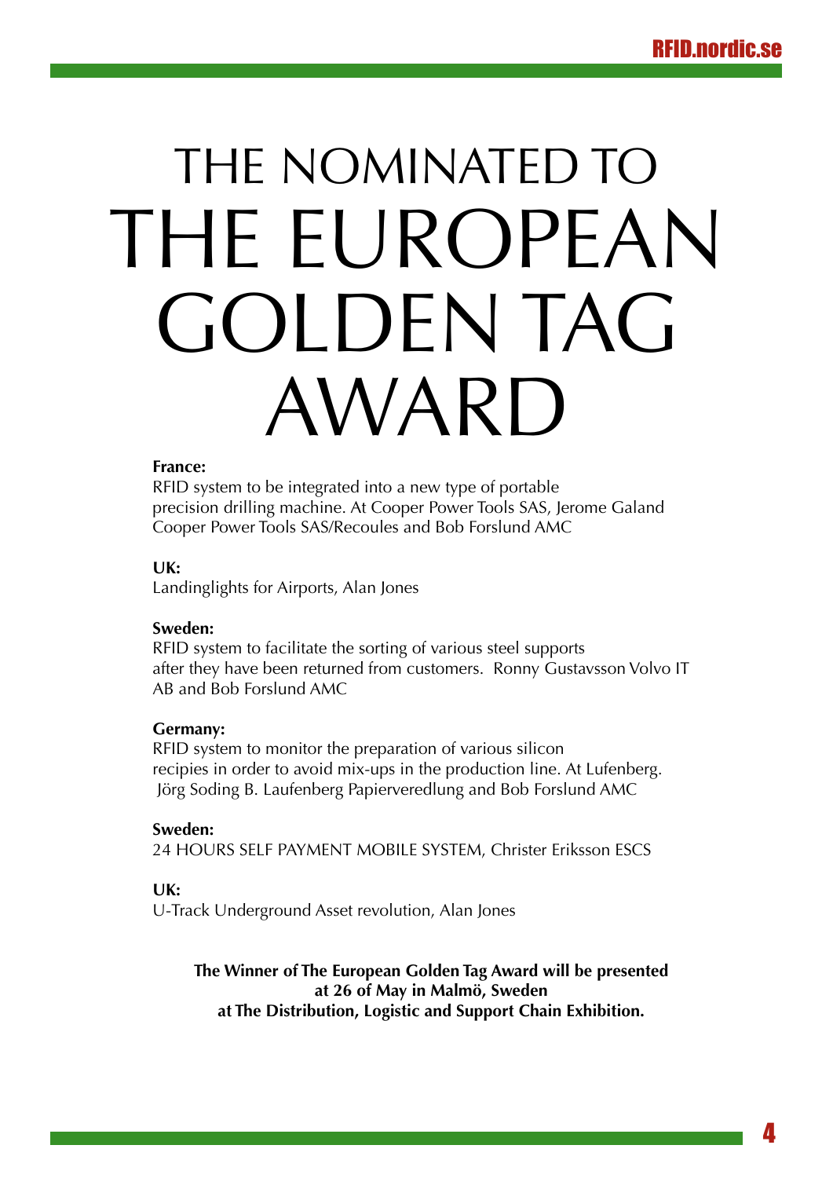# THE NOMINATED TO THE EUROPEAN GOLDEN TAG AWARD

**France:**
RFID system to be integrated into a new type of portable precision drilling machine. At Cooper Power Tools SAS, Jerome Galand Cooper Power Tools SAS/Recoules and Bob Forslund AMC

**UK:**
Landinglights for Airports, Alan Jones

**Sweden:**
RFID system to facilitate the sorting of various steel supports after they have been returned from customers. Ronny Gustavsson Volvo IT AB and Bob Forslund AMC

**Germany:**
RFID system to monitor the preparation of various silicon recipies in order to avoid mix-ups in the production line. At Lufenberg. Jörg Soding B. Laufenberg Papierveredlung and Bob Forslund AMC

**Sweden:**
24 HOURS SELF PAYMENT MOBILE SYSTEM, Christer Eriksson ESCS

**UK:**
U-Track Underground Asset revolution, Alan Jones

**The Winner of The European Golden Tag Award will be presented at 26 of May in Malmö, Sweden at The Distribution, Logistic and Support Chain Exhibition.**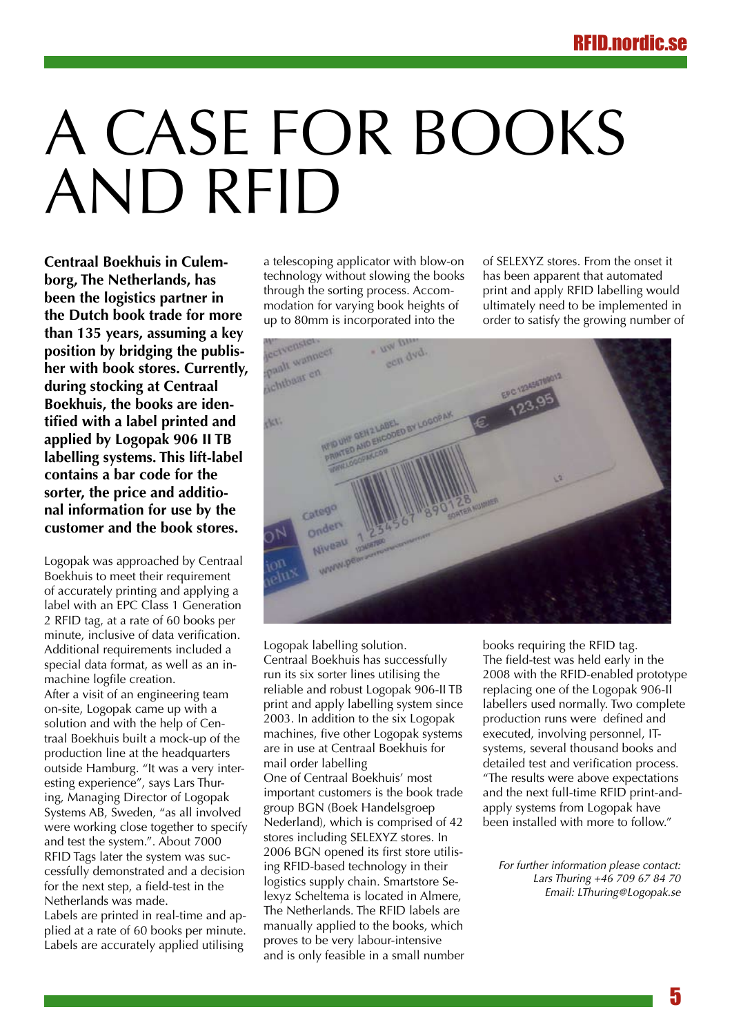# A CASE FOR BOOKS AND RFID

**Centraal Boekhuis in Culemborg, The Netherlands, has been the logistics partner in the Dutch book trade for more than 135 years, assuming a key position by bridging the publisher with book stores. Currently, during stocking at Centraal Boekhuis, the books are identified with a label printed and applied by Logopak 906 II TB labelling systems. This lift-label contains a bar code for the sorter, the price and additional information for use by the customer and the book stores.**

Logopak was approached by Centraal Boekhuis to meet their requirement of accurately printing and applying a label with an EPC Class 1 Generation 2 RFID tag, at a rate of 60 books per minute, inclusive of data verification. Additional requirements included a special data format, as well as an in-machine logfile creation.

After a visit of an engineering team on-site, Logopak came up with a solution and with the help of Centraal Boekhuis built a mock-up of the production line at the headquarters outside Hamburg. "It was a very interesting experience", says Lars Thuring, Managing Director of Logopak Systems AB, Sweden, "as all involved were working close together to specify and test the system.". About 7000 RFID Tags later the system was successfully demonstrated and a decision for the next step, a field-test in the Netherlands was made.

Labels are printed in real-time and applied at a rate of 60 books per minute. Labels are accurately applied utilising a telescoping applicator with blow-on technology without slowing the books through the sorting process. Accommodation for varying book heights of up to 80mm is incorporated into the Logopak labelling solution.

Centraal Boekhuis has successfully run its six sorter lines utilising the reliable and robust Logopak 906-II TB print and apply labelling system since 2003. In addition to the six Logopak machines, five other Logopak systems are in use at Centraal Boekhuis for mail order labelling

One of Centraal Boekhuis' most important customers is the book trade group BGN (Boek Handelsgroep Nederland), which is comprised of 42 stores including SELEXYZ stores. In 2006 BGN opened its first store utilising RFID-based technology in their logistics supply chain. Smartstore Selexyz Scheltema is located in Almere, The Netherlands. The RFID labels are manually applied to the books, which proves to be very labour-intensive and is only feasible in a small number of SELEXYZ stores. From the onset it has been apparent that automated print and apply RFID labelling would ultimately need to be implemented in order to satisfy the growing number of books requiring the RFID tag.

The field-test was held early in the 2008 with the RFID-enabled prototype replacing one of the Logopak 906-II labellers used normally. Two complete production runs were defined and executed, involving personnel, IT-systems, several thousand books and detailed test and verification process. "The results were above expectations and the next full-time RFID print-and-apply systems from Logopak have been installed with more to follow."

*For further information please contact:*
*Lars Thuring +46 709 67 84 70*
*Email: LThuring@Logopak.se*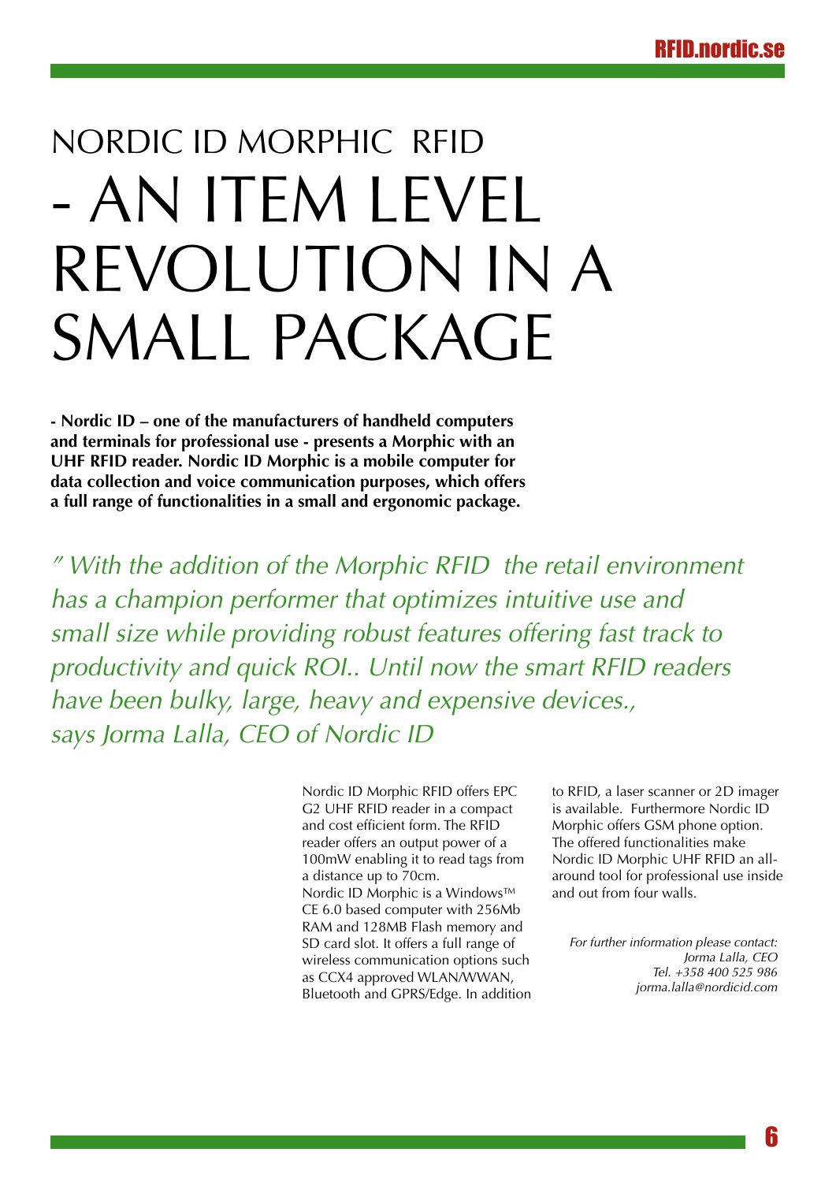# NORDIC ID MORPHIC RFID - AN ITEM LEVEL REVOLUTION IN A SMALL PACKAGE

**- Nordic ID – one of the manufacturers of handheld computers and terminals for professional use - presents a Morphic with an UHF RFID reader. Nordic ID Morphic is a mobile computer for data collection and voice communication purposes, which offers a full range of functionalities in a small and ergonomic package.**

*" With the addition of the Morphic RFID the retail environment has a champion performer that optimizes intuitive use and small size while providing robust features offering fast track to productivity and quick ROI.. Until now the smart RFID readers have been bulky, large, heavy and expensive devices., says Jorma Lalla, CEO of Nordic ID*

Nordic ID Morphic RFID offers EPC G2 UHF RFID reader in a compact and cost efficient form. The RFID reader offers an output power of a 100mW enabling it to read tags from a distance up to 70cm.
Nordic ID Morphic is a Windows™ CE 6.0 based computer with 256Mb RAM and 128MB Flash memory and SD card slot. It offers a full range of wireless communication options such as CCX4 approved WLAN/WWAN, Bluetooth and GPRS/Edge. In addition to RFID, a laser scanner or 2D imager is available. Furthermore Nordic ID Morphic offers GSM phone option. The offered functionalities make Nordic ID Morphic UHF RFID an all-around tool for professional use inside and out from four walls.

*For further information please contact:*
*Jorma Lalla, CEO*
*Tel. +358 400 525 986*
*jorma.lalla@nordicid.com*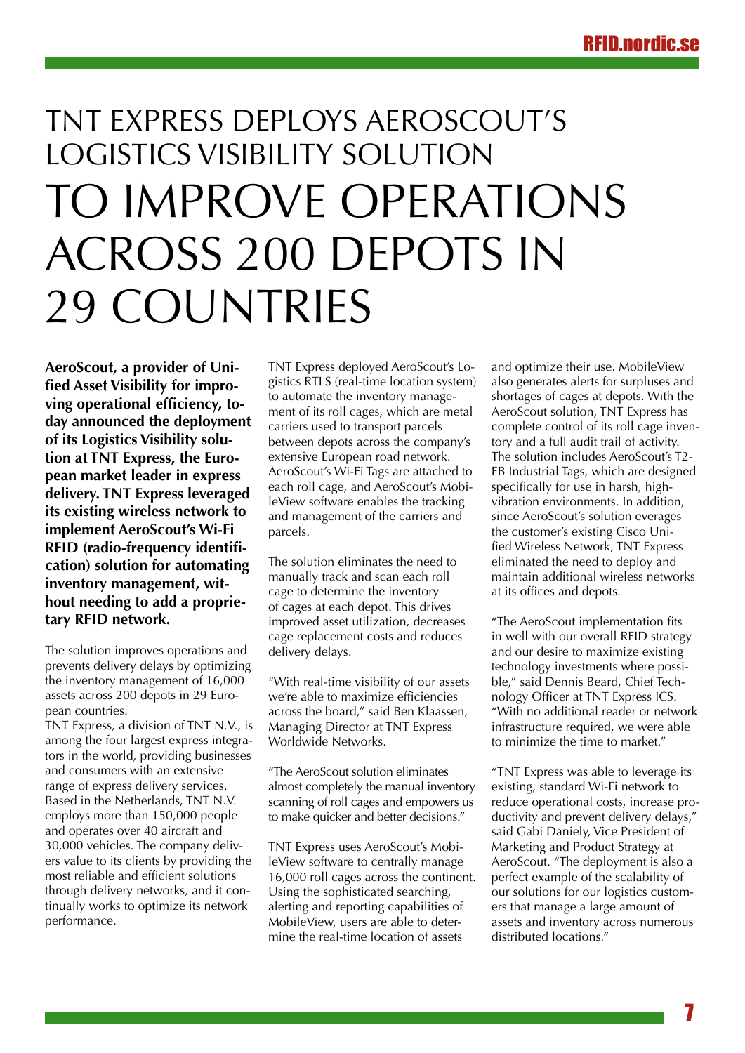# TNT EXPRESS DEPLOYS AEROSCOUT'S LOGISTICS VISIBILITY SOLUTION TO IMPROVE OPERATIONS ACROSS 200 DEPOTS IN 29 COUNTRIES

**AeroScout, a provider of Unified Asset Visibility for improving operational efficiency, today announced the deployment of its Logistics Visibility solution at TNT Express, the European market leader in express delivery. TNT Express leveraged its existing wireless network to implement AeroScout's Wi-Fi RFID (radio-frequency identification) solution for automating inventory management, without needing to add a proprietary RFID network.**

The solution improves operations and prevents delivery delays by optimizing the inventory management of 16,000 assets across 200 depots in 29 European countries.

TNT Express, a division of TNT N.V., is among the four largest express integrators in the world, providing businesses and consumers with an extensive range of express delivery services. Based in the Netherlands, TNT N.V. employs more than 150,000 people and operates over 40 aircraft and 30,000 vehicles. The company delivers value to its clients by providing the most reliable and efficient solutions through delivery networks, and it continually works to optimize its network performance.

TNT Express deployed AeroScout's Logistics RTLS (real-time location system) to automate the inventory management of its roll cages, which are metal carriers used to transport parcels between depots across the company's extensive European road network. AeroScout's Wi-Fi Tags are attached to each roll cage, and AeroScout's MobileView software enables the tracking and management of the carriers and parcels.

The solution eliminates the need to manually track and scan each roll cage to determine the inventory of cages at each depot. This drives improved asset utilization, decreases cage replacement costs and reduces delivery delays.

"With real-time visibility of our assets we're able to maximize efficiencies across the board," said Ben Klaassen, Managing Director at TNT Express Worldwide Networks.

"The AeroScout solution eliminates almost completely the manual inventory scanning of roll cages and empowers us to make quicker and better decisions."

TNT Express uses AeroScout's MobileView software to centrally manage 16,000 roll cages across the continent. Using the sophisticated searching, alerting and reporting capabilities of MobileView, users are able to determine the real-time location of assets and optimize their use. MobileView also generates alerts for surpluses and shortages of cages at depots. With the AeroScout solution, TNT Express has complete control of its roll cage inventory and a full audit trail of activity. The solution includes AeroScout's T2-EB Industrial Tags, which are designed specifically for use in harsh, high-vibration environments. In addition, since AeroScout's solution everages the customer's existing Cisco Unified Wireless Network, TNT Express eliminated the need to deploy and maintain additional wireless networks at its offices and depots.

"The AeroScout implementation fits in well with our overall RFID strategy and our desire to maximize existing technology investments where possible," said Dennis Beard, Chief Technology Officer at TNT Express ICS. "With no additional reader or network infrastructure required, we were able to minimize the time to market."

"TNT Express was able to leverage its existing, standard Wi-Fi network to reduce operational costs, increase productivity and prevent delivery delays," said Gabi Daniely, Vice President of Marketing and Product Strategy at AeroScout. "The deployment is also a perfect example of the scalability of our solutions for our logistics customers that manage a large amount of assets and inventory across numerous distributed locations."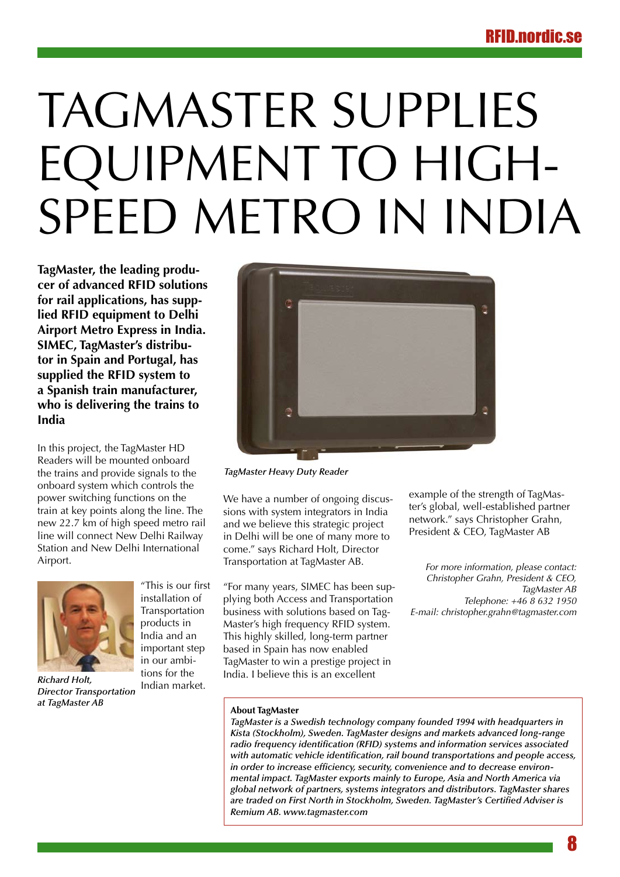# TAGMASTER SUPPLIES EQUIPMENT TO HIGH-SPEED METRO IN INDIA

**TagMaster, the leading producer of advanced RFID solutions for rail applications, has supplied RFID equipment to Delhi Airport Metro Express in India. SIMEC, TagMaster's distributor in Spain and Portugal, has supplied the RFID system to a Spanish train manufacturer, who is delivering the trains to India**

In this project, the TagMaster HD Readers will be mounted onboard the trains and provide signals to the onboard system which controls the power switching functions on the train at key points along the line. The new 22.7 km of high speed metro rail line will connect New Delhi Railway Station and New Delhi International Airport.

*TagMaster Heavy Duty Reader*

*Richard Holt, Director Transportation at TagMaster AB*

"This is our first installation of Transportation products in India and an important step in our ambitions for the Indian market. We have a number of ongoing discussions with system integrators in India and we believe this strategic project in Delhi will be one of many more to come." says Richard Holt, Director Transportation at TagMaster AB.

"For many years, SIMEC has been supplying both Access and Transportation business with solutions based on TagMaster's high frequency RFID system. This highly skilled, long-term partner based in Spain has now enabled TagMaster to win a prestige project in India. I believe this is an excellent example of the strength of TagMaster's global, well-established partner network." says Christopher Grahn, President & CEO, TagMaster AB

*For more information, please contact:*
*Christopher Grahn, President & CEO, TagMaster AB*
*Telephone: +46 8 632 1950*
*E-mail: christopher.grahn@tagmaster.com*

**About TagMaster**
*TagMaster is a Swedish technology company founded 1994 with headquarters in Kista (Stockholm), Sweden. TagMaster designs and markets advanced long-range radio frequency identification (RFID) systems and information services associated with automatic vehicle identification, rail bound transportations and people access, in order to increase efficiency, security, convenience and to decrease environmental impact. TagMaster exports mainly to Europe, Asia and North America via global network of partners, systems integrators and distributors. TagMaster shares are traded on First North in Stockholm, Sweden. TagMaster's Certified Adviser is Remium AB. www.tagmaster.com*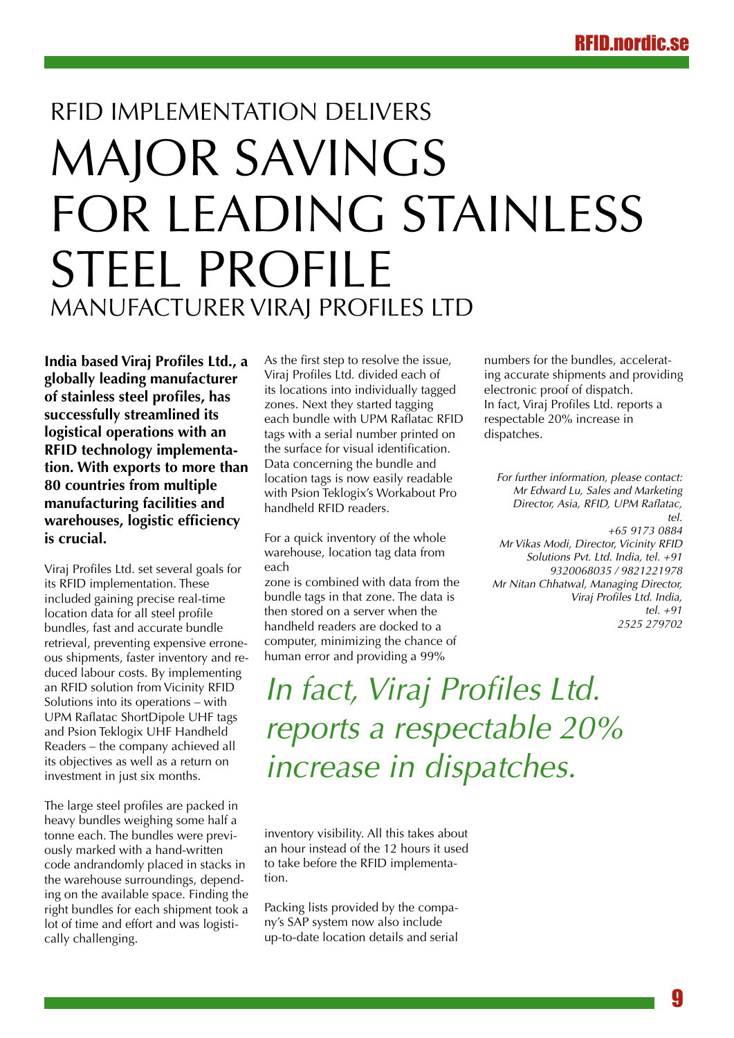# RFID IMPLEMENTATION DELIVERS MAJOR SAVINGS FOR LEADING STAINLESS STEEL PROFILE MANUFACTURER VIRAJ PROFILES LTD

**India based Viraj Profiles Ltd., a globally leading manufacturer of stainless steel profiles, has successfully streamlined its logistical operations with an RFID technology implementation. With exports to more than 80 countries from multiple manufacturing facilities and warehouses, logistic efficiency is crucial.**

Viraj Profiles Ltd. set several goals for its RFID implementation. These included gaining precise real-time location data for all steel profile bundles, fast and accurate bundle retrieval, preventing expensive erroneous shipments, faster inventory and reduced labour costs. By implementing an RFID solution from Vicinity RFID Solutions into its operations – with UPM Raflatac ShortDipole UHF tags and Psion Teklogix UHF Handheld Readers – the company achieved all its objectives as well as a return on investment in just six months.

The large steel profiles are packed in heavy bundles weighing some half a tonne each. The bundles were previously marked with a hand-written code andrandomly placed in stacks in the warehouse surroundings, depending on the available space. Finding the right bundles for each shipment took a lot of time and effort and was logistically challenging.

As the first step to resolve the issue, Viraj Profiles Ltd. divided each of its locations into individually tagged zones. Next they started tagging each bundle with UPM Raflatac RFID tags with a serial number printed on the surface for visual identification. Data concerning the bundle and location tags is now easily readable with Psion Teklogix's Workabout Pro handheld RFID readers.

For a quick inventory of the whole warehouse, location tag data from each zone is combined with data from the bundle tags in that zone. The data is then stored on a server when the handheld readers are docked to a computer, minimizing the chance of human error and providing a 99% inventory visibility. All this takes about an hour instead of the 12 hours it used to take before the RFID implementation.

*In fact, Viraj Profiles Ltd. reports a respectable 20% increase in dispatches.*

Packing lists provided by the company's SAP system now also include up-to-date location details and serial numbers for the bundles, accelerating accurate shipments and providing electronic proof of dispatch. In fact, Viraj Profiles Ltd. reports a respectable 20% increase in dispatches.

*For further information, please contact:*
*Mr Edward Lu, Sales and Marketing Director, Asia, RFID, UPM Raflatac, tel. +65 9173 0884*
*Mr Vikas Modi, Director, Vicinity RFID Solutions Pvt. Ltd. India, tel. +91 9320068035 / 9821221978*
*Mr Nitan Chhatwal, Managing Director, Viraj Profiles Ltd. India, tel. +91 2525 279702*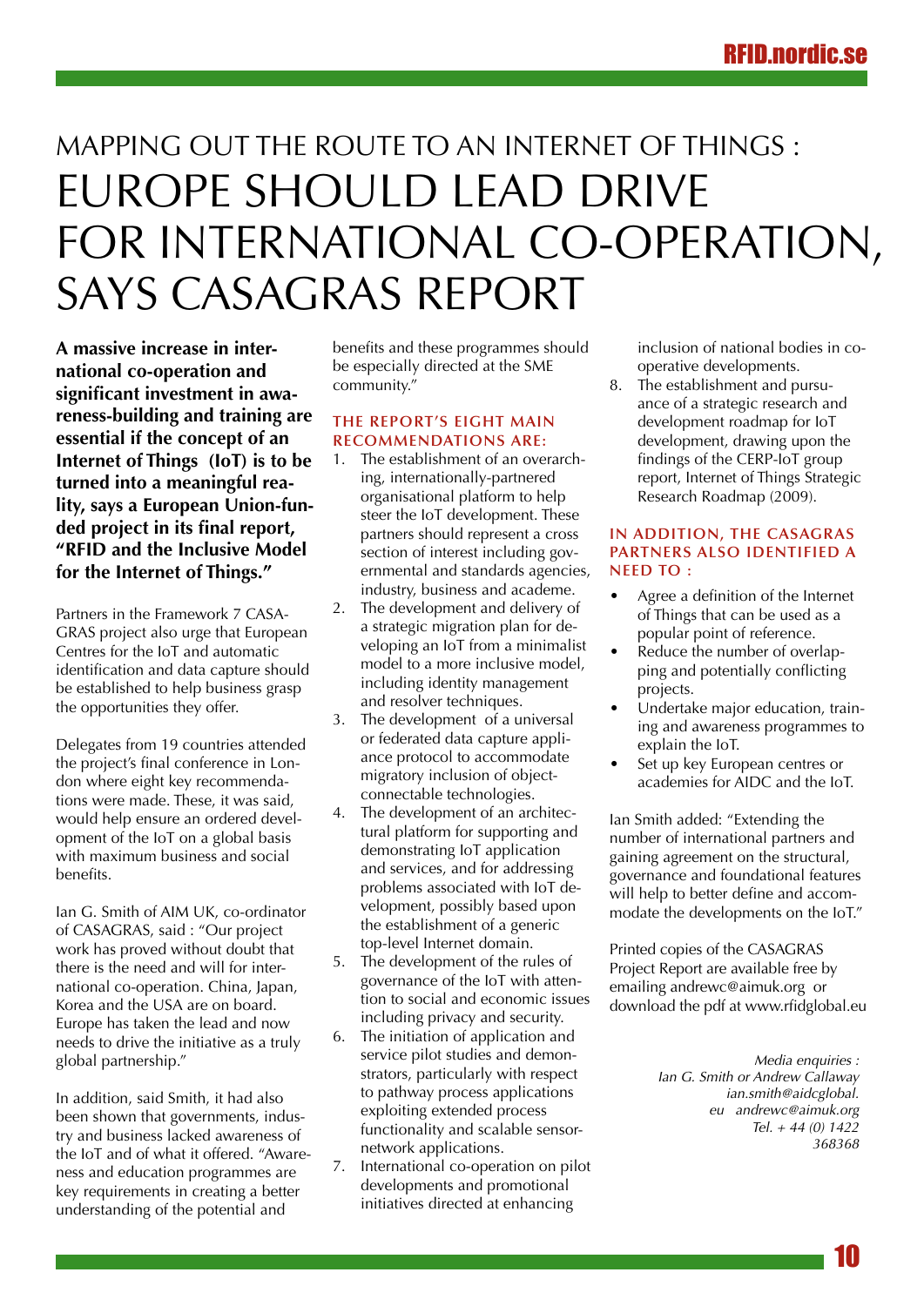# MAPPING OUT THE ROUTE TO AN INTERNET OF THINGS : EUROPE SHOULD LEAD DRIVE FOR INTERNATIONAL CO-OPERATION, SAYS CASAGRAS REPORT

**A massive increase in international co-operation and significant investment in awareness-building and training are essential if the concept of an Internet of Things (IoT) is to be turned into a meaningful reality, says a European Union-funded project in its final report, "RFID and the Inclusive Model for the Internet of Things."**

Partners in the Framework 7 CASAGRAS project also urge that European Centres for the IoT and automatic identification and data capture should be established to help business grasp the opportunities they offer.

Delegates from 19 countries attended the project's final conference in London where eight key recommendations were made. These, it was said, would help ensure an ordered development of the IoT on a global basis with maximum business and social benefits.

Ian G. Smith of AIM UK, co-ordinator of CASAGRAS, said : "Our project work has proved without doubt that there is the need and will for international co-operation. China, Japan, Korea and the USA are on board. Europe has taken the lead and now needs to drive the initiative as a truly global partnership."

In addition, said Smith, it had also been shown that governments, industry and business lacked awareness of the IoT and of what it offered. "Awareness and education programmes are key requirements in creating a better understanding of the potential and benefits and these programmes should be especially directed at the SME community."

### THE REPORT'S EIGHT MAIN RECOMMENDATIONS ARE:

1. The establishment of an overarching, internationally-partnered organisational platform to help steer the IoT development. These partners should represent a cross section of interest including governmental and standards agencies, industry, business and academe.
2. The development and delivery of a strategic migration plan for developing an IoT from a minimalist model to a more inclusive model, including identity management and resolver techniques.
3. The development of a universal or federated data capture appliance protocol to accommodate migratory inclusion of object-connectable technologies.
4. The development of an architectural platform for supporting and demonstrating IoT application and services, and for addressing problems associated with IoT development, possibly based upon the establishment of a generic top-level Internet domain.
5. The development of the rules of governance of the IoT with attention to social and economic issues including privacy and security.
6. The initiation of application and service pilot studies and demonstrators, particularly with respect to pathway process applications exploiting extended process functionality and scalable sensor-network applications.
7. International co-operation on pilot developments and promotional initiatives directed at enhancing inclusion of national bodies in co-operative developments.
8. The establishment and pursuance of a strategic research and development roadmap for IoT development, drawing upon the findings of the CERP-IoT group report, Internet of Things Strategic Research Roadmap (2009).

### IN ADDITION, THE CASAGRAS PARTNERS ALSO IDENTIFIED A NEED TO :

- Agree a definition of the Internet of Things that can be used as a popular point of reference.
- Reduce the number of overlapping and potentially conflicting projects.
- Undertake major education, training and awareness programmes to explain the IoT.
- Set up key European centres or academies for AIDC and the IoT.

Ian Smith added: "Extending the number of international partners and gaining agreement on the structural, governance and foundational features will help to better define and accommodate the developments on the IoT."

Printed copies of the CASAGRAS Project Report are available free by emailing andrewc@aimuk.org or download the pdf at www.rfidglobal.eu

*Media enquiries :*
*Ian G. Smith or Andrew Callaway*
*ian.smith@aidcglobal.eu andrewc@aimuk.org*
*Tel. + 44 (0) 1422 368368*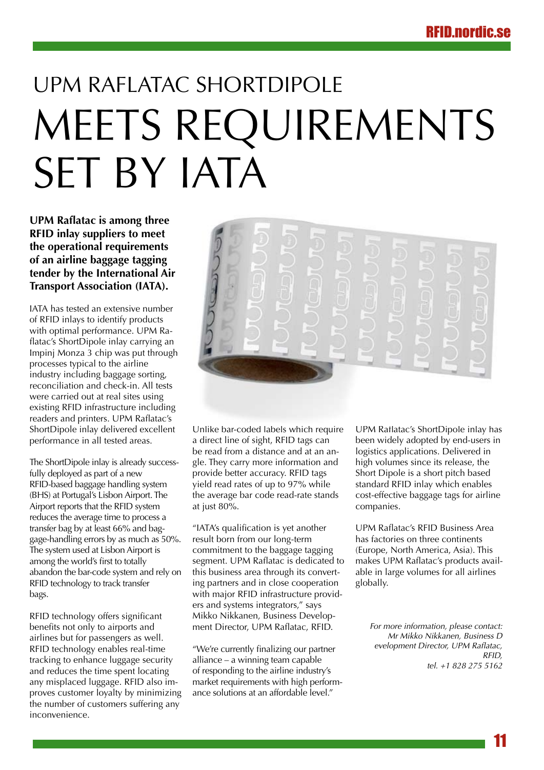# UPM RAFLATAC SHORTDIPOLE MEETS REQUIREMENTS SET BY IATA

**UPM Raflatac is among three RFID inlay suppliers to meet the operational requirements of an airline baggage tagging tender by the International Air Transport Association (IATA).**

IATA has tested an extensive number of RFID inlays to identify products with optimal performance. UPM Raflatac's ShortDipole inlay carrying an Impinj Monza 3 chip was put through processes typical to the airline industry including baggage sorting, reconciliation and check-in. All tests were carried out at real sites using existing RFID infrastructure including readers and printers. UPM Raflatac's ShortDipole inlay delivered excellent performance in all tested areas.

The ShortDipole inlay is already successfully deployed as part of a new RFID-based baggage handling system (BHS) at Portugal's Lisbon Airport. The Airport reports that the RFID system reduces the average time to process a transfer bag by at least 66% and baggage-handling errors by as much as 50%. The system used at Lisbon Airport is among the world's first to totally abandon the bar-code system and rely on RFID technology to track transfer bags.

RFID technology offers significant benefits not only to airports and airlines but for passengers as well. RFID technology enables real-time tracking to enhance luggage security and reduces the time spent locating any misplaced luggage. RFID also improves customer loyalty by minimizing the number of customers suffering any inconvenience.

Unlike bar-coded labels which require a direct line of sight, RFID tags can be read from a distance and at an angle. They carry more information and provide better accuracy. RFID tags yield read rates of up to 97% while the average bar code read-rate stands at just 80%.

"IATA's qualification is yet another result born from our long-term commitment to the baggage tagging segment. UPM Raflatac is dedicated to this business area through its converting partners and in close cooperation with major RFID infrastructure providers and systems integrators," says Mikko Nikkanen, Business Development Director, UPM Raflatac, RFID.

"We're currently finalizing our partner alliance – a winning team capable of responding to the airline industry's market requirements with high performance solutions at an affordable level."

UPM Raflatac's ShortDipole inlay has been widely adopted by end-users in logistics applications. Delivered in high volumes since its release, the Short Dipole is a short pitch based standard RFID inlay which enables cost-effective baggage tags for airline companies.

UPM Raflatac's RFID Business Area has factories on three continents (Europe, North America, Asia). This makes UPM Raflatac's products available in large volumes for all airlines globally.

*For more information, please contact: Mr Mikko Nikkanen, Business Development Director, UPM Raflatac, RFID, tel. +1 828 275 5162*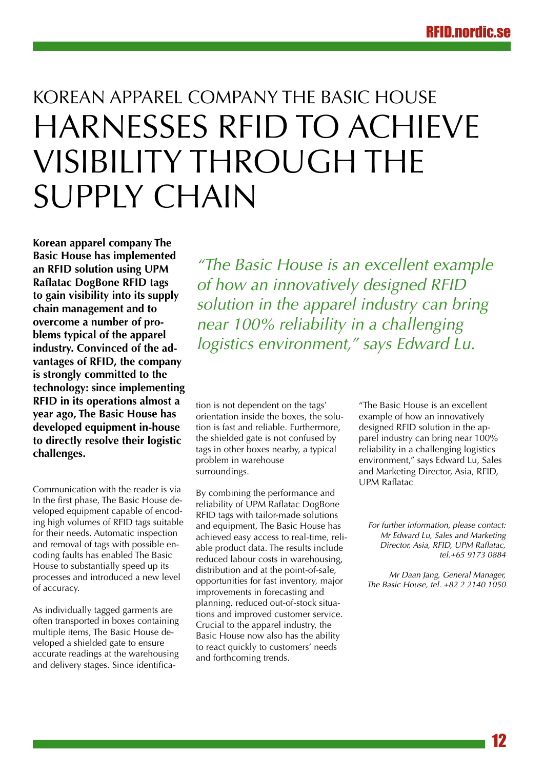# KOREAN APPAREL COMPANY THE BASIC HOUSE HARNESSES RFID TO ACHIEVE VISIBILITY THROUGH THE SUPPLY CHAIN

**Korean apparel company The Basic House has implemented an RFID solution using UPM Raflatac DogBone RFID tags to gain visibility into its supply chain management and to overcome a number of problems typical of the apparel industry. Convinced of the advantages of RFID, the company is strongly committed to the technology: since implementing RFID in its operations almost a year ago, The Basic House has developed equipment in-house to directly resolve their logistic challenges.**

*"The Basic House is an excellent example of how an innovatively designed RFID solution in the apparel industry can bring near 100% reliability in a challenging logistics environment," says Edward Lu.*

Communication with the reader is via In the first phase, The Basic House developed equipment capable of encoding high volumes of RFID tags suitable for their needs. Automatic inspection and removal of tags with possible encoding faults has enabled The Basic House to substantially speed up its processes and introduced a new level of accuracy.

As individually tagged garments are often transported in boxes containing multiple items, The Basic House developed a shielded gate to ensure accurate readings at the warehousing and delivery stages. Since identification is not dependent on the tags' orientation inside the boxes, the solution is fast and reliable. Furthermore, the shielded gate is not confused by tags in other boxes nearby, a typical problem in warehouse surroundings.

By combining the performance and reliability of UPM Raflatac DogBone RFID tags with tailor-made solutions and equipment, The Basic House has achieved easy access to real-time, reliable product data. The results include reduced labour costs in warehousing, distribution and at the point-of-sale, opportunities for fast inventory, major improvements in forecasting and planning, reduced out-of-stock situations and improved customer service. Crucial to the apparel industry, the Basic House now also has the ability to react quickly to customers' needs and forthcoming trends.

"The Basic House is an excellent example of how an innovatively designed RFID solution in the apparel industry can bring near 100% reliability in a challenging logistics environment," says Edward Lu, Sales and Marketing Director, Asia, RFID, UPM Raflatac

*For further information, please contact: Mr Edward Lu, Sales and Marketing Director, Asia, RFID, UPM Raflatac, tel.+65 9173 0884*

*Mr Daan Jang, General Manager, The Basic House, tel. +82 2 2140 1050*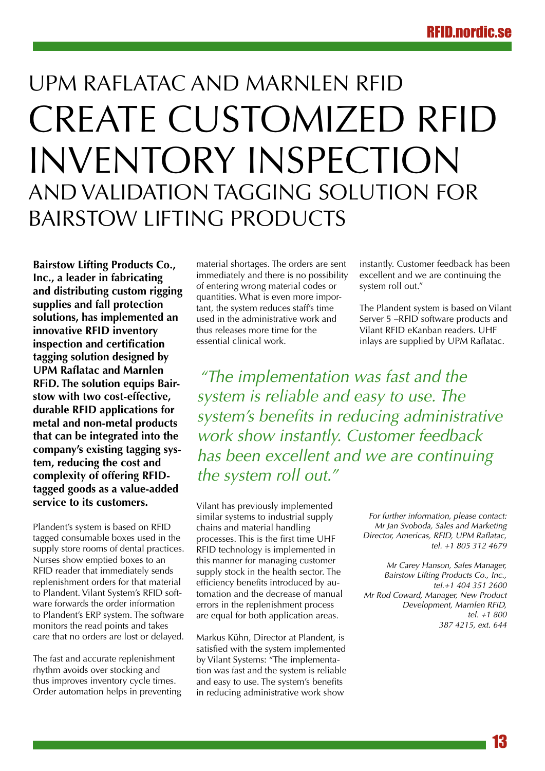# UPM RAFLATAC AND MARNLEN RFID CREATE CUSTOMIZED RFID INVENTORY INSPECTION AND VALIDATION TAGGING SOLUTION FOR BAIRSTOW LIFTING PRODUCTS

**Bairstow Lifting Products Co., Inc., a leader in fabricating and distributing custom rigging supplies and fall protection solutions, has implemented an innovative RFID inventory inspection and certification tagging solution designed by UPM Raflatac and Marnlen RFiD. The solution equips Bairstow with two cost-effective, durable RFID applications for metal and non-metal products that can be integrated into the company's existing tagging system, reducing the cost and complexity of offering RFID-tagged goods as a value-added service to its customers.**

Plandent's system is based on RFID tagged consumable boxes used in the supply store rooms of dental practices. Nurses show emptied boxes to an RFID reader that immediately sends replenishment orders for that material to Plandent. Vilant System's RFID software forwards the order information to Plandent's ERP system. The software monitors the read points and takes care that no orders are lost or delayed.

The fast and accurate replenishment rhythm avoids over stocking and thus improves inventory cycle times. Order automation helps in preventing material shortages. The orders are sent immediately and there is no possibility of entering wrong material codes or quantities. What is even more important, the system reduces staff's time used in the administrative work and thus releases more time for the essential clinical work.

*"The implementation was fast and the system is reliable and easy to use. The system's benefits in reducing administrative work show instantly. Customer feedback has been excellent and we are continuing the system roll out."*

Vilant has previously implemented similar systems to industrial supply chains and material handling processes. This is the first time UHF RFID technology is implemented in this manner for managing customer supply stock in the health sector. The efficiency benefits introduced by automation and the decrease of manual errors in the replenishment process are equal for both application areas.

Markus Kühn, Director at Plandent, is satisfied with the system implemented by Vilant Systems: "The implementation was fast and the system is reliable and easy to use. The system's benefits in reducing administrative work show instantly. Customer feedback has been excellent and we are continuing the system roll out."

The Plandent system is based on Vilant Server 5 –RFID software products and Vilant RFID eKanban readers. UHF inlays are supplied by UPM Raflatac.

*For further information, please contact:*
*Mr Jan Svoboda, Sales and Marketing Director, Americas, RFID, UPM Raflatac, tel. +1 805 312 4679*

*Mr Carey Hanson, Sales Manager, Bairstow Lifting Products Co., Inc., tel.+1 404 351 2600*
*Mr Rod Coward, Manager, New Product Development, Marnlen RFiD, tel. +1 800 387 4215, ext. 644*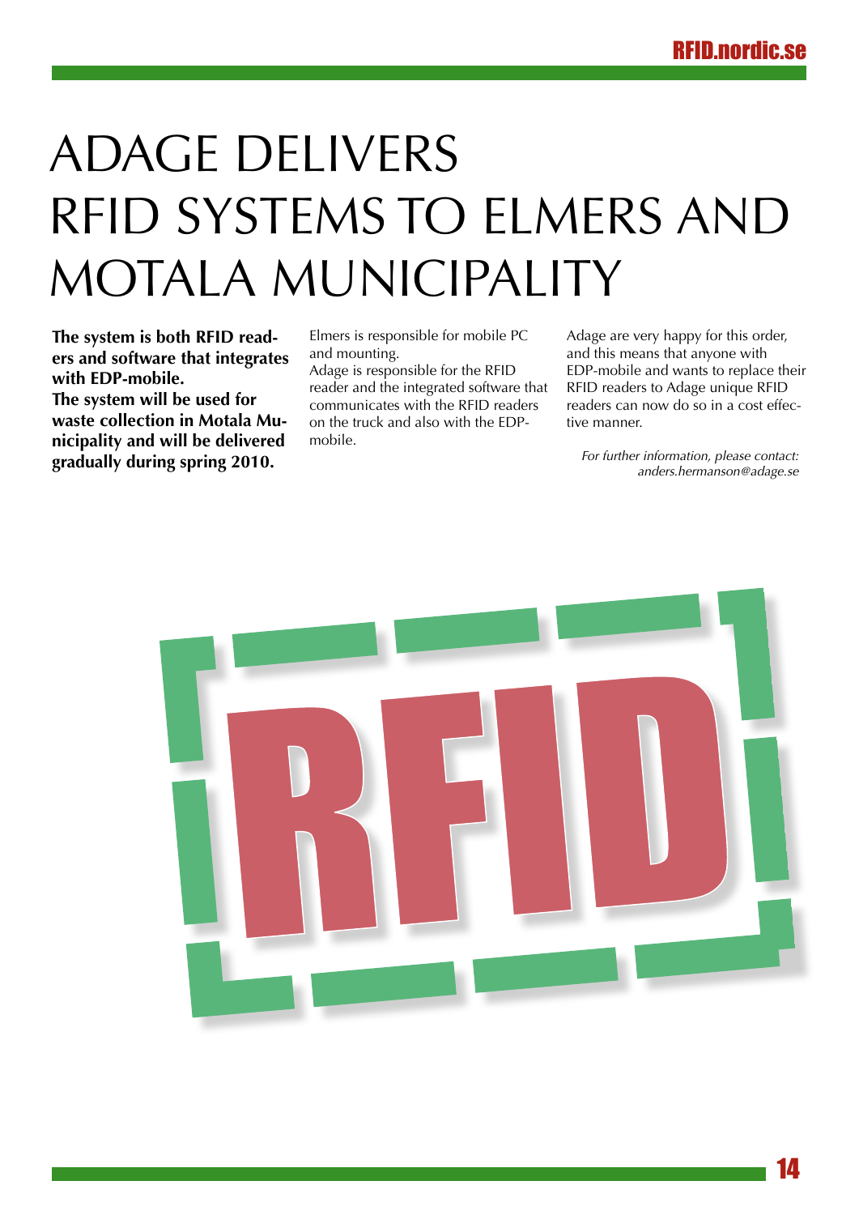# ADAGE DELIVERS RFID SYSTEMS TO ELMERS AND MOTALA MUNICIPALITY

**The system is both RFID readers and software that integrates with EDP-mobile.**
**The system will be used for waste collection in Motala Municipality and will be delivered gradually during spring 2010.**

Elmers is responsible for mobile PC and mounting.
Adage is responsible for the RFID reader and the integrated software that communicates with the RFID readers on the truck and also with the EDP-mobile.

Adage are very happy for this order, and this means that anyone with EDP-mobile and wants to replace their RFID readers to Adage unique RFID readers can now do so in a cost effective manner.

*For further information, please contact:*
*anders.hermanson@adage.se*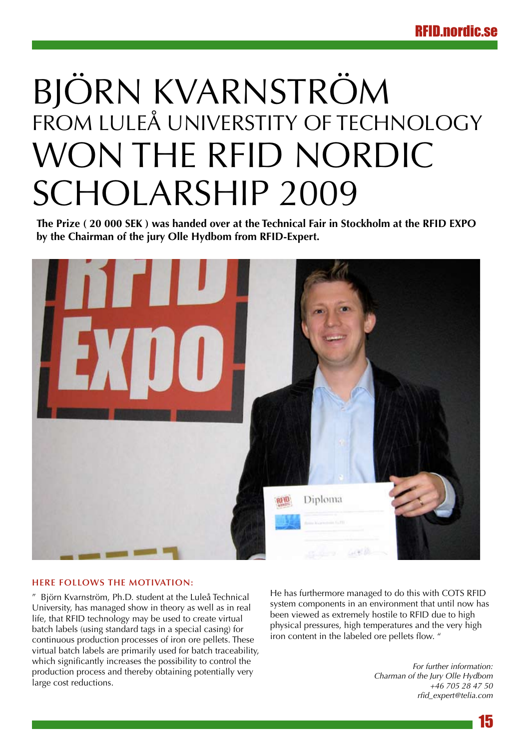# BJÖRN KVARNSTRÖM FROM LULEÅ UNIVERSTITY OF TECHNOLOGY WON THE RFID NORDIC SCHOLARSHIP 2009

**The Prize ( 20 000 SEK ) was handed over at the Technical Fair in Stockholm at the RFID EXPO by the Chairman of the jury Olle Hydbom from RFID-Expert.**

### HERE FOLLOWS THE MOTIVATION:

" Björn Kvarnström, Ph.D. student at the Luleå Technical University, has managed show in theory as well as in real life, that RFID technology may be used to create virtual batch labels (using standard tags in a special casing) for continuous production processes of iron ore pellets. These virtual batch labels are primarily used for batch traceability, which significantly increases the possibility to control the production process and thereby obtaining potentially very large cost reductions.

He has furthermore managed to do this with COTS RFID system components in an environment that until now has been viewed as extremely hostile to RFID due to high physical pressures, high temperatures and the very high iron content in the labeled ore pellets flow. "

*For further information:*
*Charman of the Jury Olle Hydbom*
*+46 705 28 47 50*
*rfid_expert@telia.com*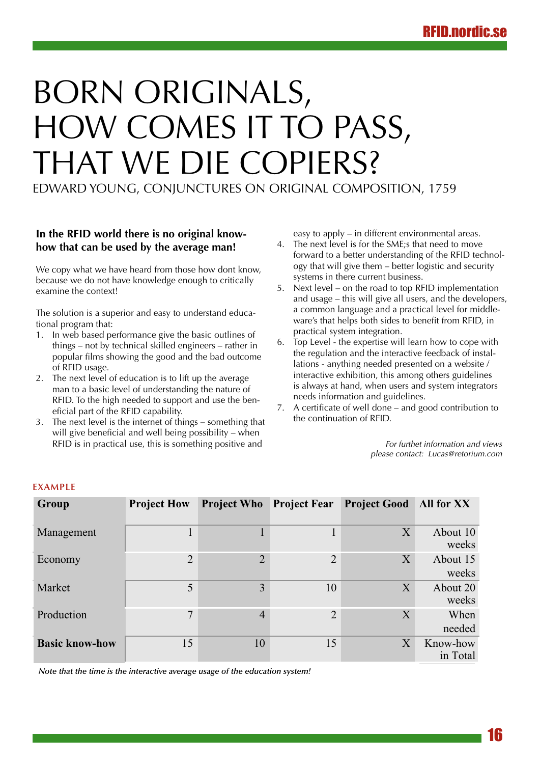# BORN ORIGINALS, HOW COMES IT TO PASS, THAT WE DIE COPIERS?

EDWARD YOUNG, CONJUNCTURES ON ORIGINAL COMPOSITION, 1759

**In the RFID world there is no original know-how that can be used by the average man!**

We copy what we have heard from those how dont know, because we do not have knowledge enough to critically examine the context!

The solution is a superior and easy to understand educational program that:

1. In web based performance give the basic outlines of things – not by technical skilled engineers – rather in popular films showing the good and the bad outcome of RFID usage.
2. The next level of education is to lift up the average man to a basic level of understanding the nature of RFID. To the high needed to support and use the beneficial part of the RFID capability.
3. The next level is the internet of things – something that will give beneficial and well being possibility – when RFID is in practical use, this is something positive and easy to apply – in different environmental areas.
4. The next level is for the SME;s that need to move forward to a better understanding of the RFID technology that will give them – better logistic and security systems in there current business.
5. Next level – on the road to top RFID implementation and usage – this will give all users, and the developers, a common language and a practical level for middleware's that helps both sides to benefit from RFID, in practical system integration.
6. Top Level - the expertise will learn how to cope with the regulation and the interactive feedback of installations - anything needed presented on a website / interactive exhibition, this among others guidelines is always at hand, when users and system integrators needs information and guidelines.
7. A certificate of well done – and good contribution to the continuation of RFID.

*For furthet information and views please contact: Lucas@retorium.com*

### EXAMPLE

| Group | Project How | Project Who | Project Fear | Project Good | All for XX |
|---|---|---|---|---|---|
| Management | 1 | 1 | 1 | X | About 10 weeks |
| Economy | 2 | 2 | 2 | X | About 15 weeks |
| Market | 5 | 3 | 10 | X | About 20 weeks |
| Production | 7 | 4 | 2 | X | When needed |
| **Basic know-how** | 15 | 10 | 15 | X | Know-how in Total |

*Note that the time is the interactive average usage of the education system!*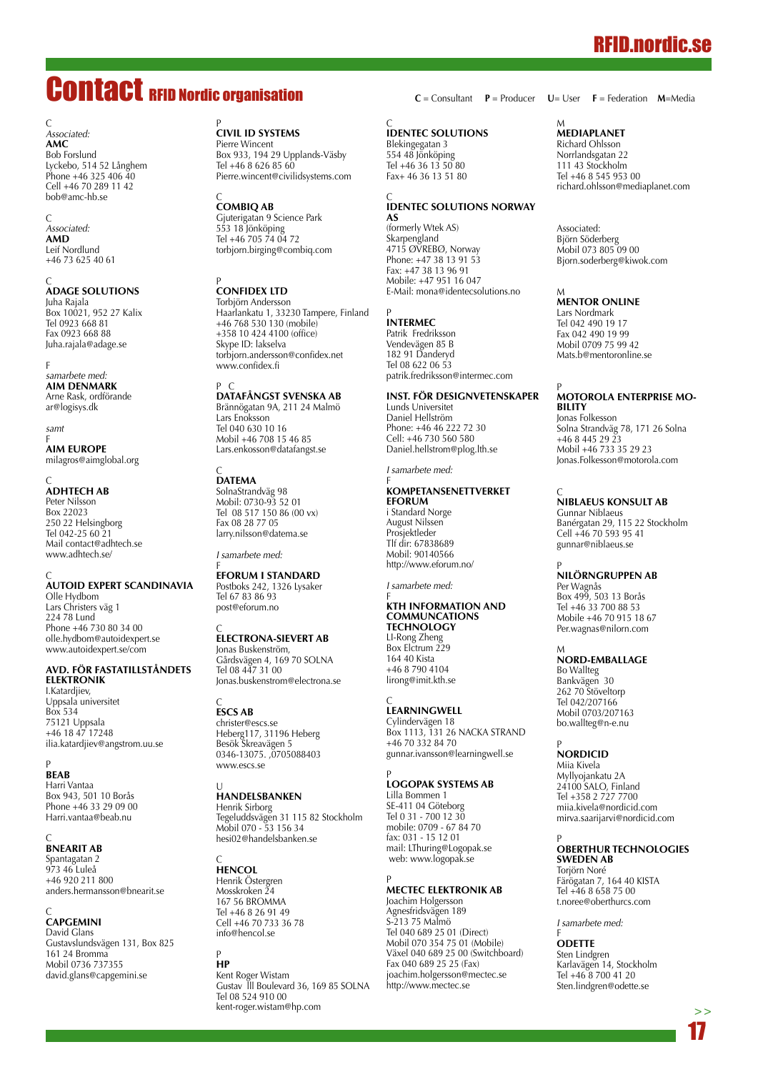# Contact RFID Nordic organisation

**C** = Consultant **P** = Producer **U**= User **F** = Federation **M**=Media

C
*Associated:*
**AMC**
Bob Forslund
Lyckebo, 514 52 Långhem
Phone +46 325 406 40
Cell +46 70 289 11 42
bob@amc-hb.se

C
*Associated:*
**AMD**
Leif Nordlund
+46 73 625 40 61

C
**ADAGE SOLUTIONS**
Juha Rajala
Box 10021, 952 27 Kalix
Tel 0923 668 81
Fax 0923 668 88
Juha.rajala@adage.se

F
*samarbete med:*
**AIM DENMARK**
Arne Rask, ordförande
ar@logisys.dk

*samt*
F
**AIM EUROPE**
milagros@aimglobal.org

C
**ADHTECH AB**
Peter Nilsson
Box 22023
250 22 Helsingborg
Tel 042-25 60 21
Mail contact@adhtech.se
www.adhtech.se/

C
**AUTOID EXPERT SCANDINAVIA**
Olle Hydbom
Lars Christers väg 1
224 78 Lund
Phone +46 730 80 34 00
olle.hydbom@autoidexpert.se
www.autoidexpert.se/com

**AVD. FÖR FASTATILLSTÅNDETS ELEKTRONIK**
I.Katardjiev,
Uppsala universitet
Box 534
75121 Uppsala
+46 18 47 17248
ilia.katardjiev@angstrom.uu.se

P
**BEAB**
Harri Vantaa
Box 943, 501 10 Borås
Phone +46 33 29 09 00
Harri.vantaa@beab.nu

C
**BNEARIT AB**
Spantagatan 2
973 46 Luleå
+46 920 211 800
anders.hermansson@bnearit.se

C
**CAPGEMINI**
David Glans
Gustavslundsvägen 131, Box 825
161 24 Bromma
Mobil 0736 737355
david.glans@capgemini.se

P
**CIVIL ID SYSTEMS**
Pierre Wincent
Box 93, 194 29 Upplands-Väsby
Tel +46 8 626 85 60
Pierre.wincent@civilidsystems.com

C
**COMBIQ AB**
Gjuterigatan 9 Science Park
553 18 Jönköping
Tel +46 705 74 04 72
torbjorn.birging@combiq.com

P
**CONFIDEX LTD**
Torbjörn Andersson
Haarlankatu 1, 33230 Tampere, Finland
+46 768 530 130 (mobile)
+358 10 424 4100 (office)
Skype ID: lakselva
torbjorn.andersson@confidex.net
www.confidex.fi

P C
**DATAFÅNGST SVENSKA AB**
Brännögatan 9A, 211 24 Malmö
Lars Enoksson
Tel 040 630 10 16
Mobil +46 708 15 46 85
Lars.enkosson@datafangst.se

C
**DATEMA**
SolnaStrandväg 98
Mobil: 0730-93 52 01
Tel 08 517 150 86 (00 vx)
Fax 08 28 77 05
larry.nilsson@datema.se

*I samarbete med:*
F
**EFORUM I STANDARD**
Postboks 242, 1326 Lysaker
Tel 67 83 86 93
post@eforum.no

C
**ELECTRONA-SIEVERT AB**
Jonas Buskenström,
Gårdsvägen 4, 169 70 SOLNA
Tel 08 447 31 00
Jonas.buskenstrom@electrona.se

C
**ESCS AB**
christer@escs.se
Heberg117, 31196 Heberg
Besök Skreavägen 5
0346-13075. ,0705088403
www.escs.se

U
**HANDELSBANKEN**
Henrik Sirborg
Tegeluddsvägen 31 115 82 Stockholm
Mobil 070 - 53 156 34
hesi02@handelsbanken.se

C
**HENCOL**
Henrik Östergren
Mosskroken 24
167 56 BROMMA
Tel +46 8 26 91 49
Cell +46 70 733 36 78
info@hencol.se

P
**HP**
Kent Roger Wistam
Gustav lll Boulevard 36, 169 85 SOLNA
Tel 08 524 910 00
kent-roger.wistam@hp.com

C
**IDENTEC SOLUTIONS**
Blekingegatan 3
554 48 Jönköping
Tel +46 36 13 50 80
Fax+ 46 36 13 51 80

C
**IDENTEC SOLUTIONS NORWAY AS**
(formerly Wtek AS)
Skarpengland
4715 ØVREBØ, Norway
Phone: +47 38 13 91 53
Fax: +47 38 13 96 91
Mobile: +47 951 16 047
E-Mail: mona@identecsolutions.no

P
**INTERMEC**
Patrik Fredriksson
Vendevägen 85 B
182 91 Danderyd
Tel 08 622 06 53
patrik.fredriksson@intermec.com

**INST. FÖR DESIGNVETENSKAPER**
Lunds Universitet
Daniel Hellström
Phone: +46 46 222 72 30
Cell: +46 730 560 580
Daniel.hellstrom@plog.lth.se

*I samarbete med:*
F
**KOMPETANSENETTVERKET EFORUM**
i Standard Norge
August Nilssen
Prosjektleder
Tlf dir: 67838689
Mobil: 90140566
http://www.eforum.no/

*I samarbete med:*
F
**KTH INFORMATION AND COMMUNCATIONS TECHNOLOGY**
LI-Rong Zheng
Box Elctrum 229
164 40 Kista
+46 8 790 4104
lirong@imit.kth.se

C
**LEARNINGWELL**
Cylindervägen 18
Box 1113, 131 26 NACKA STRAND
+46 70 332 84 70
gunnar.ivansson@learningwell.se

P
**LOGOPAK SYSTEMS AB**
Lilla Bommen 1
SE-411 04 Göteborg
Tel 0 31 - 700 12 30
mobile: 0709 - 67 84 70
fax: 031 - 15 12 01
mail: LThuring@Logopak.se
web: www.logopak.se

P
**MECTEC ELEKTRONIK AB**
Joachim Holgersson
Agnesfridsvägen 189
S-213 75 Malmö
Tel 040 689 25 01 (Direct)
Mobil 070 354 75 01 (Mobile)
Växel 040 689 25 00 (Switchboard)
Fax 040 689 25 25 (Fax)
joachim.holgersson@mectec.se
http://www.mectec.se

M
**MEDIAPLANET**
Richard Ohlsson
Norrlandsgatan 22
111 43 Stockholm
Tel +46 8 545 953 00
richard.ohlsson@mediaplanet.com

Associated:
Björn Söderberg
Mobil 073 805 09 00
Bjorn.soderberg@kiwok.com

M
**MENTOR ONLINE**
Lars Nordmark
Tel 042 490 19 17
Fax 042 490 19 99
Mobil 0709 75 99 42
Mats.b@mentoronline.se

P
**MOTOROLA ENTERPRISE MOBILITY**
Jonas Folkesson
Solna Strandväg 78, 171 26 Solna
+46 8 445 29 23
Mobil +46 733 35 29 23
Jonas.Folkesson@motorola.com

C
**NIBLAEUS KONSULT AB**
Gunnar Niblaeus
Banérgatan 29, 115 22 Stockholm
Cell +46 70 593 95 41
gunnar@niblaeus.se

P
**NILÖRNGRUPPEN AB**
Per Wagnås
Box 499, 503 13 Borås
Tel +46 33 700 88 53
Mobile +46 70 915 18 67
Per.wagnas@nilorn.com

M
**NORD-EMBALLAGE**
Bo Wallteg
Bankvägen 30
262 70 Stöveltorp
Tel 042/207166
Mobil 0703/207163
bo.wallteg@n-e.nu

P
**NORDICID**
Miia Kivela
Myllyojankatu 2A
24100 SALO, Finland
Tel +358 2 727 7700
miia.kivela@nordicid.com
mirva.saarijarvi@nordicid.com

P
**OBERTHUR TECHNOLOGIES SWEDEN AB**
Torjörn Noré
Färögatan 7, 164 40 KISTA
Tel +46 8 658 75 00
t.noree@oberthurcs.com

*I samarbete med:*
F
**ODETTE**
Sten Lindgren
Karlavägen 14, Stockholm
Tel +46 8 700 41 20
Sten.lindgren@odette.se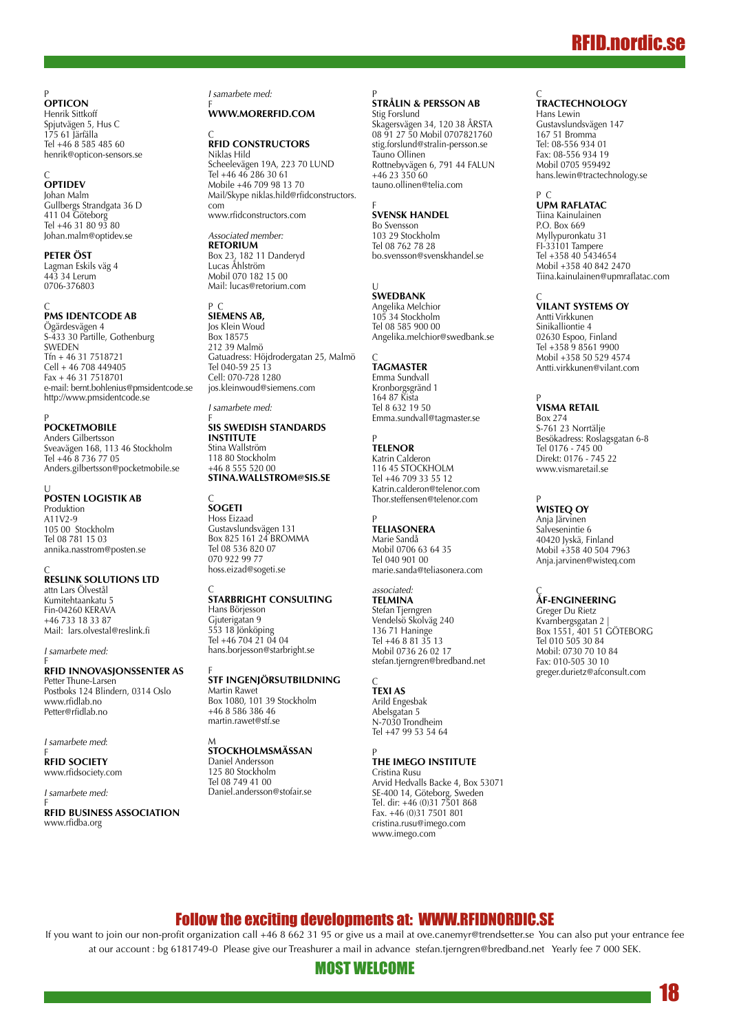P
**OPTICON**
Henrik Sittkoff
Spjutvägen 5, Hus C
175 61 Järfälla
Tel +46 8 585 485 60
henrik@opticon-sensors.se

C
**OPTIDEV**
Johan Malm
Gullbergs Strandgata 36 D
411 04 Göteborg
Tel +46 31 80 93 80
Johan.malm@optidev.se

**PETER ÖST**
Lagman Eskils väg 4
443 34 Lerum
0706-376803

C
**PMS IDENTCODE AB**
Ögärdesvägen 4
S-433 30 Partille, Gothenburg
SWEDEN
Tfn + 46 31 7518721
Cell + 46 708 449405
Fax + 46 31 7518701
e-mail: bernt.bohlenius@pmsidentcode.se
http://www.pmsidentcode.se

P
**POCKETMOBILE**
Anders Gilbertsson
Sveavägen 168, 113 46 Stockholm
Tel +46 8 736 77 05
Anders.gilbertsson@pocketmobile.se

U
**POSTEN LOGISTIK AB**
Produktion
A11V2-9
105 00 Stockholm
Tel 08 781 15 03
annika.nasstrom@posten.se

C
**RESLINK SOLUTIONS LTD**
attn Lars Ölvestål
Kumitehtaankatu 5
Fin-04260 KERAVA
+46 733 18 33 87
Mail: lars.olvestal@reslink.fi

*I samarbete med:*
F
**RFID INNOVASJONSSENTER AS**
Petter Thune-Larsen
Postboks 124 Blindern, 0314 Oslo
www.rfidlab.no
Petter@rfidlab.no

*I samarbete med*:
F
**RFID SOCIETY**
www.rfidsociety.com

*I samarbete med:*
F
**RFID BUSINESS ASSOCIATION**
www.rfidba.org

*I samarbete med:*
F
**WWW.MORERFID.COM**

C
**RFID CONSTRUCTORS**
Niklas Hild
Scheelevägen 19A, 223 70 LUND
Tel +46 46 286 30 61
Mobile +46 709 98 13 70
Mail/Skype niklas.hild@rfidconstructors.com
www.rfidconstructors.com

*Associated member:*
**RETORIUM**
Box 23, 182 11 Danderyd
Lucas Åhlström
Mobil 070 182 15 00
Mail: lucas@retorium.com

P C
**SIEMENS AB,**
Jos Klein Woud
Box 18575
212 39 Malmö
Gatuadress: Höjdrodergatan 25, Malmö
Tel 040-59 25 13
Cell: 070-728 1280
jos.kleinwoud@siemens.com

*I samarbete med:*
F
**SIS SWEDISH STANDARDS INSTITUTE**
Stina Wallström
118 80 Stockholm
+46 8 555 520 00
**STINA.WALLSTROM@SIS.SE**

C
**SOGETI**
Hoss Eizaad
Gustavslundsvägen 131
Box 825 161 24 BROMMA
Tel 08 536 820 07
070 922 99 77
hoss.eizad@sogeti.se

C
**STARBRIGHT CONSULTING**
Hans Börjesson
Gjuterigatan 9
553 18 Jönköping
Tel +46 704 21 04 04
hans.borjesson@starbright.se

F
**STF INGENJÖRSUTBILDNING**
Martin Rawet
Box 1080, 101 39 Stockholm
+46 8 586 386 46
martin.rawet@stf.se

M
**STOCKHOLMSMÄSSAN**
Daniel Andersson
125 80 Stockholm
Tel 08 749 41 00
Daniel.andersson@stofair.se

P
**STRÅLIN & PERSSON AB**
Stig Forslund
Skagersvägen 34, 120 38 ÅRSTA
08 91 27 50 Mobil 0707821760
stig.forslund@stralin-persson.se
Tauno Ollinen
Rottnebyvägen 6, 791 44 FALUN
+46 23 350 60
tauno.ollinen@telia.com

F
**SVENSK HANDEL**
Bo Svensson
103 29 Stockholm
Tel 08 762 78 28
bo.svensson@svenskhandel.se

U
**SWEDBANK**
Angelika Melchior
105 34 Stockholm
Tel 08 585 900 00
Angelika.melchior@swedbank.se

C
**TAGMASTER**
Emma Sundvall
Kronborgsgränd 1
164 87 Kista
Tel 8 632 19 50
Emma.sundvall@tagmaster.se

P
**TELENOR**
Katrin Calderon
116 45 STOCKHOLM
Tel +46 709 33 55 12
Katrin.calderon@telenor.com
Thor.steffensen@telenor.com

P
**TELIASONERA**
Marie Sandå
Mobil 0706 63 64 35
Tel 040 901 00
marie.sanda@teliasonera.com

*associated:*
**TELMINA**
Stefan Tjerngren
Vendelsö Skolväg 240
136 71 Haninge
Tel +46 8 81 35 13
Mobil 0736 26 02 17
stefan.tjerngren@bredband.net

C
**TEXI AS**
Arild Engesbak
Abelsgatan 5
N-7030 Trondheim
Tel +47 99 53 54 64

P
**THE IMEGO INSTITUTE**
Cristina Rusu
Arvid Hedvalls Backe 4, Box 53071
SE-400 14, Göteborg, Sweden
Tel. dir: +46 (0)31 7501 868
Fax. +46 (0)31 7501 801
cristina.rusu@imego.com
www.imego.com

C
**TRACTECHNOLOGY**
Hans Lewin
Gustavslundsvägen 147
167 51 Bromma
Tel: 08-556 934 01
Fax: 08-556 934 19
Mobil 0705 959492
hans.lewin@tractechnology.se

P C
**UPM RAFLATAC**
Tiina Kainulainen
P.O. Box 669
Myllypuronkatu 31
FI-33101 Tampere
Tel +358 40 5434654
Mobil +358 40 842 2470
Tiina.kainulainen@upmraflatac.com

C
**VILANT SYSTEMS OY**
Antti Virkkunen
Sinikalliontie 4
02630 Espoo, Finland
Tel +358 9 8561 9900
Mobil +358 50 529 4574
Antti.virkkunen@vilant.com

P
**VISMA RETAIL**
Box 274
S-761 23 Norrtälje
Besökadress: Roslagsgatan 6-8
Tel 0176 - 745 00
Direkt: 0176 - 745 22
www.vismaretail.se

P
**WISTEQ OY**
Anja Järvinen
Salvesenintie 6
40420 Jyskä, Finland
Mobil +358 40 504 7963
Anja.jarvinen@wisteq.com

C
**ÅF-ENGINEERING**
Greger Du Rietz
Kvarnbergsgatan 2 |
Box 1551, 401 51 GÖTEBORG
Tel 010 505 30 84
Mobil: 0730 70 10 84
Fax: 010-505 30 10
greger.durietz@afconsult.com

## Follow the exciting developments at: WWW.RFIDNORDIC.SE

If you want to join our non-profit organization call +46 8 662 31 95 or give us a mail at ove.canemyr@trendsetter.se You can also put your entrance fee at our account : bg 6181749-0 Please give our Treasurer a mail in advance stefan.tjerngren@bredband.net Yearly fee 7 000 SEK.

**MOST WELCOME**